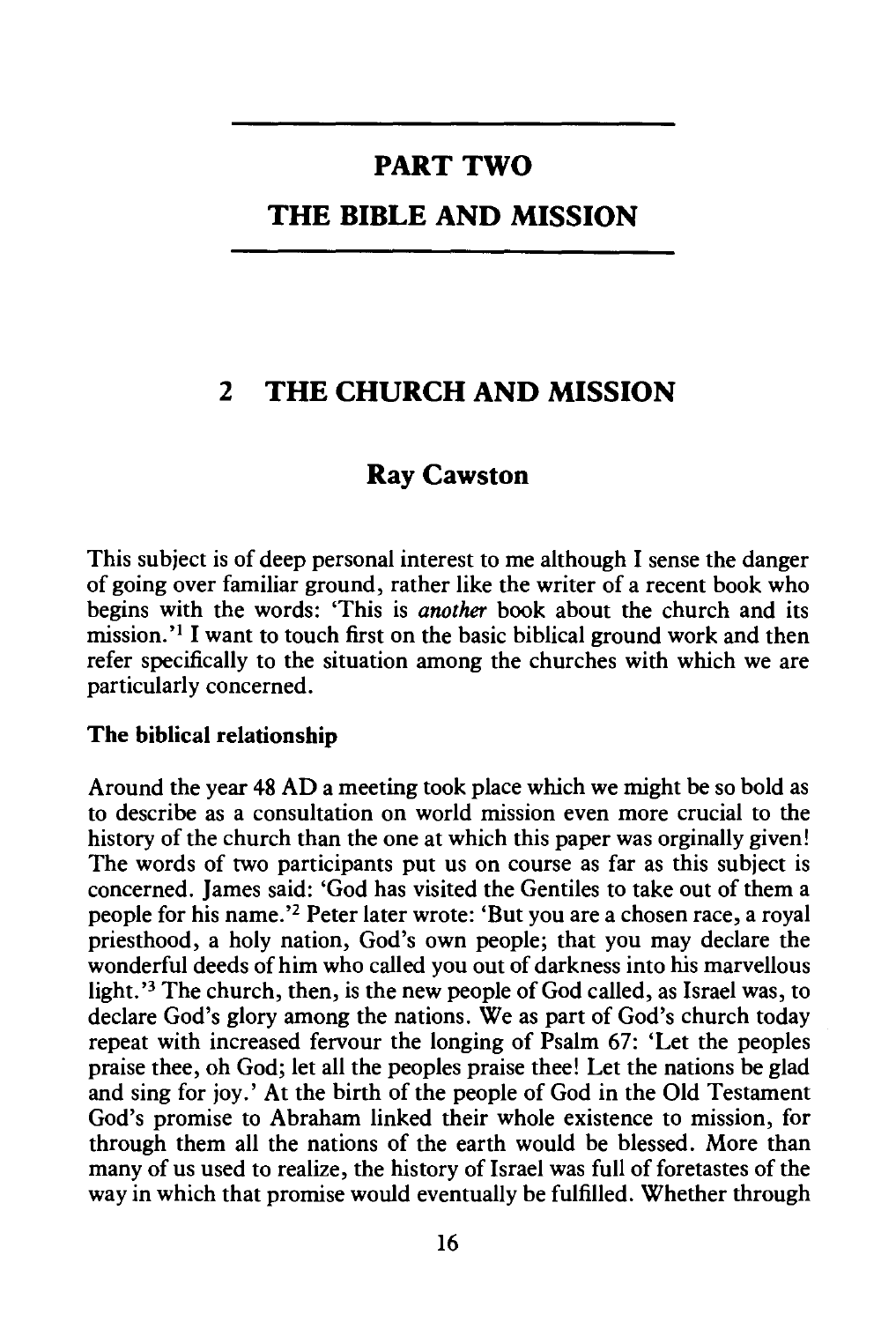# PART TWO

# THE BIBLE AND MISSION

## 2 THE CHURCH AND MISSION

### Ray Cawston

This subject is of deep personal interest to me although I sense the danger of going over familiar ground, rather like the writer of a recent book who begins with the words: 'This is *another* book about the church and its mission.'[1] I want to touch first on the basic biblical ground work and then refer specifically to the situation among the churches with which we are particularly concerned.

**The biblical relationship**

Around the year 48 AD a meeting took place which we might be so bold as to describe as a consultation on world mission even more crucial to the history of the church than the one at which this paper was orginally given! The words of two participants put us on course as far as this subject is concerned. James said: 'God has visited the Gentiles to take out of them a people for his name.'[2] Peter later wrote: 'But you are a chosen race, a royal priesthood, a holy nation, God's own people; that you may declare the wonderful deeds of him who called you out of darkness into his marvellous light.'[3] The church, then, is the new people of God called, as Israel was, to declare God's glory among the nations. We as part of God's church today repeat with increased fervour the longing of Psalm 67: 'Let the peoples praise thee, oh God; let all the peoples praise thee! Let the nations be glad and sing for joy.' At the birth of the people of God in the Old Testament God's promise to Abraham linked their whole existence to mission, for through them all the nations of the earth would be blessed. More than many of us used to realize, the history of Israel was full of foretastes of the way in which that promise would eventually be fulfilled. Whether through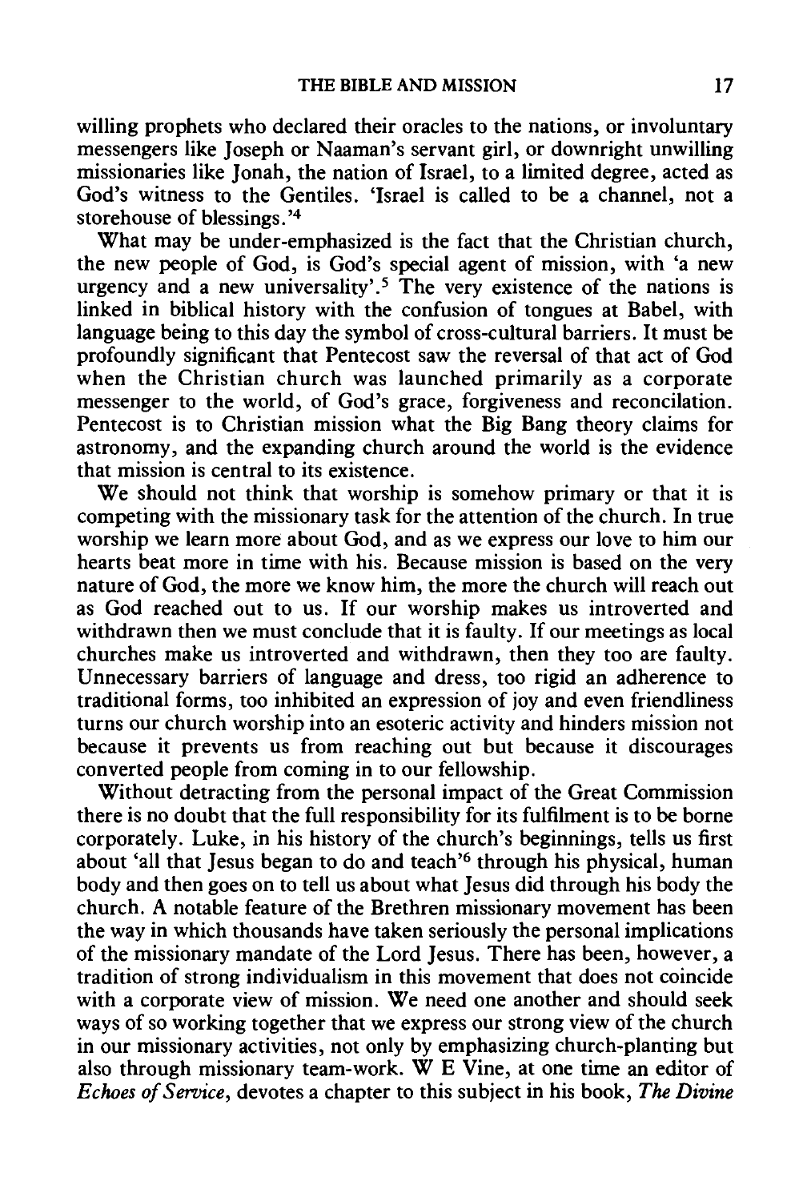willing prophets who declared their oracles to the nations, or involuntary messengers like Joseph or Naaman's servant girl, or downright unwilling missionaries like Jonah, the nation of Israel, to a limited degree, acted as God's witness to the Gentiles. 'Israel is called to be a channel, not a storehouse of blessings.'[4]

What may be under-emphasized is the fact that the Christian church, the new people of God, is God's special agent of mission, with 'a new urgency and a new universality'.[5] The very existence of the nations is linked in biblical history with the confusion of tongues at Babel, with language being to this day the symbol of cross-cultural barriers. It must be profoundly significant that Pentecost saw the reversal of that act of God when the Christian church was launched primarily as a corporate messenger to the world, of God's grace, forgiveness and reconcilation. Pentecost is to Christian mission what the Big Bang theory claims for astronomy, and the expanding church around the world is the evidence that mission is central to its existence.

We should not think that worship is somehow primary or that it is competing with the missionary task for the attention of the church. In true worship we learn more about God, and as we express our love to him our hearts beat more in time with his. Because mission is based on the very nature of God, the more we know him, the more the church will reach out as God reached out to us. If our worship makes us introverted and withdrawn then we must conclude that it is faulty. If our meetings as local churches make us introverted and withdrawn, then they too are faulty. Unnecessary barriers of language and dress, too rigid an adherence to traditional forms, too inhibited an expression of joy and even friendliness turns our church worship into an esoteric activity and hinders mission not because it prevents us from reaching out but because it discourages converted people from coming in to our fellowship.

Without detracting from the personal impact of the Great Commission there is no doubt that the full responsibility for its fulfilment is to be borne corporately. Luke, in his history of the church's beginnings, tells us first about 'all that Jesus began to do and teach'[6] through his physical, human body and then goes on to tell us about what Jesus did through his body the church. A notable feature of the Brethren missionary movement has been the way in which thousands have taken seriously the personal implications of the missionary mandate of the Lord Jesus. There has been, however, a tradition of strong individualism in this movement that does not coincide with a corporate view of mission. We need one another and should seek ways of so working together that we express our strong view of the church in our missionary activities, not only by emphasizing church-planting but also through missionary team-work. W E Vine, at one time an editor of *Echoes of Service*, devotes a chapter to this subject in his book, *The Divine*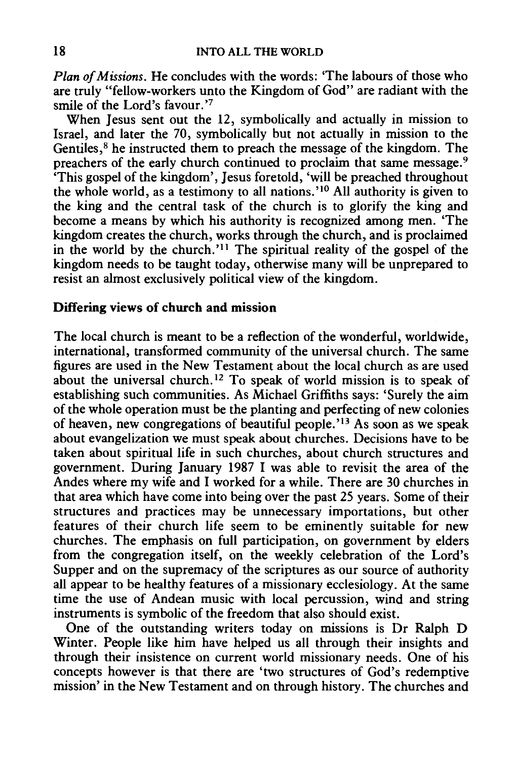*Plan of Missions*. He concludes with the words: 'The labours of those who are truly "fellow-workers unto the Kingdom of God" are radiant with the smile of the Lord's favour.'[7]

When Jesus sent out the 12, symbolically and actually in mission to Israel, and later the 70, symbolically but not actually in mission to the Gentiles,[8] he instructed them to preach the message of the kingdom. The preachers of the early church continued to proclaim that same message.[9] 'This gospel of the kingdom', Jesus foretold, 'will be preached throughout the whole world, as a testimony to all nations.'[10] All authority is given to the king and the central task of the church is to glorify the king and become a means by which his authority is recognized among men. 'The kingdom creates the church, works through the church, and is proclaimed in the world by the church.'[11] The spiritual reality of the gospel of the kingdom needs to be taught today, otherwise many will be unprepared to resist an almost exclusively political view of the kingdom.

**Differing views of church and mission**

The local church is meant to be a reflection of the wonderful, worldwide, international, transformed community of the universal church. The same figures are used in the New Testament about the local church as are used about the universal church.[12] To speak of world mission is to speak of establishing such communities. As Michael Griffiths says: 'Surely the aim of the whole operation must be the planting and perfecting of new colonies of heaven, new congregations of beautiful people.'[13] As soon as we speak about evangelization we must speak about churches. Decisions have to be taken about spiritual life in such churches, about church structures and government. During January 1987 I was able to revisit the area of the Andes where my wife and I worked for a while. There are 30 churches in that area which have come into being over the past 25 years. Some of their structures and practices may be unnecessary importations, but other features of their church life seem to be eminently suitable for new churches. The emphasis on full participation, on government by elders from the congregation itself, on the weekly celebration of the Lord's Supper and on the supremacy of the scriptures as our source of authority all appear to be healthy features of a missionary ecclesiology. At the same time the use of Andean music with local percussion, wind and string instruments is symbolic of the freedom that also should exist.

One of the outstanding writers today on missions is Dr Ralph D Winter. People like him have helped us all through their insights and through their insistence on current world missionary needs. One of his concepts however is that there are 'two structures of God's redemptive mission' in the New Testament and on through history. The churches and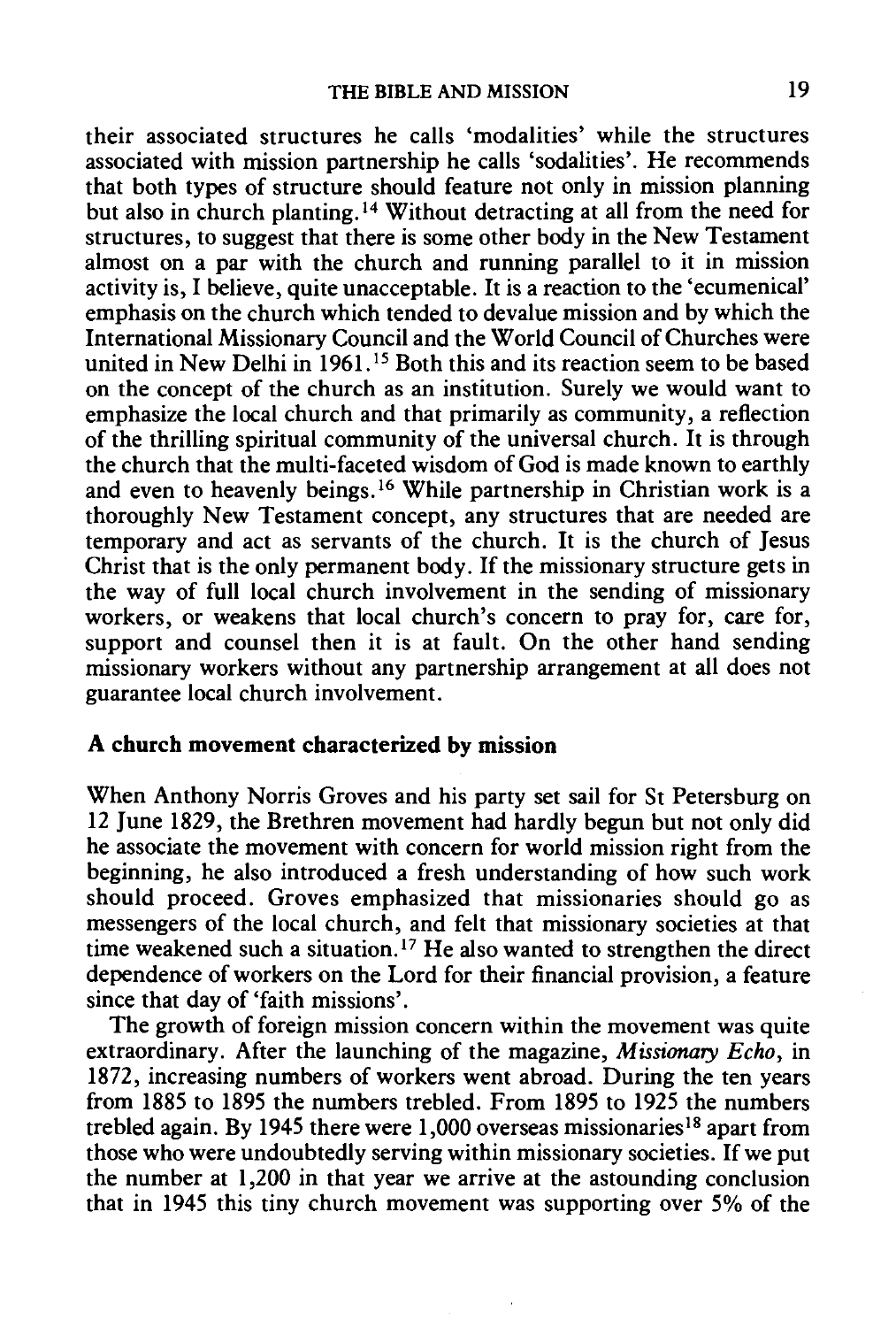their associated structures he calls 'modalities' while the structures associated with mission partnership he calls 'sodalities'. He recommends that both types of structure should feature not only in mission planning but also in church planting.[14] Without detracting at all from the need for structures, to suggest that there is some other body in the New Testament almost on a par with the church and running parallel to it in mission activity is, I believe, quite unacceptable. It is a reaction to the 'ecumenical' emphasis on the church which tended to devalue mission and by which the International Missionary Council and the World Council of Churches were united in New Delhi in 1961.[15] Both this and its reaction seem to be based on the concept of the church as an institution. Surely we would want to emphasize the local church and that primarily as community, a reflection of the thrilling spiritual community of the universal church. It is through the church that the multi-faceted wisdom of God is made known to earthly and even to heavenly beings.[16] While partnership in Christian work is a thoroughly New Testament concept, any structures that are needed are temporary and act as servants of the church. It is the church of Jesus Christ that is the only permanent body. If the missionary structure gets in the way of full local church involvement in the sending of missionary workers, or weakens that local church's concern to pray for, care for, support and counsel then it is at fault. On the other hand sending missionary workers without any partnership arrangement at all does not guarantee local church involvement.

## A church movement characterized by mission

When Anthony Norris Groves and his party set sail for St Petersburg on 12 June 1829, the Brethren movement had hardly begun but not only did he associate the movement with concern for world mission right from the beginning, he also introduced a fresh understanding of how such work should proceed. Groves emphasized that missionaries should go as messengers of the local church, and felt that missionary societies at that time weakened such a situation.[17] He also wanted to strengthen the direct dependence of workers on the Lord for their financial provision, a feature since that day of 'faith missions'.

The growth of foreign mission concern within the movement was quite extraordinary. After the launching of the magazine, *Missionary Echo*, in 1872, increasing numbers of workers went abroad. During the ten years from 1885 to 1895 the numbers trebled. From 1895 to 1925 the numbers trebled again. By 1945 there were 1,000 overseas missionaries[18] apart from those who were undoubtedly serving within missionary societies. If we put the number at 1,200 in that year we arrive at the astounding conclusion that in 1945 this tiny church movement was supporting over 5% of the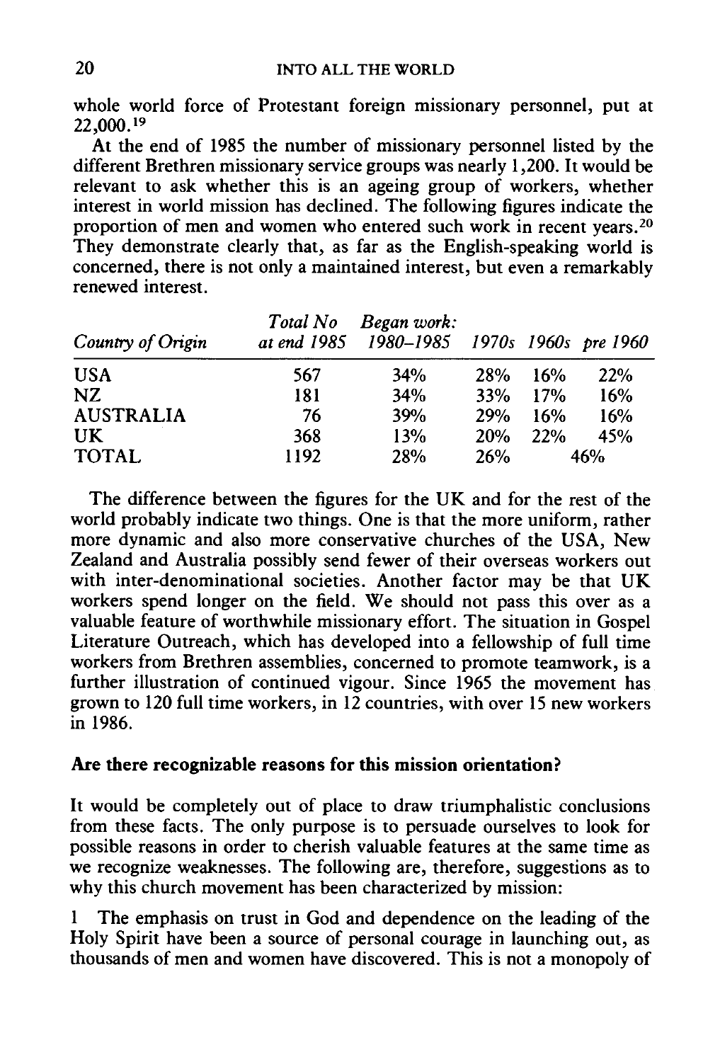whole world force of Protestant foreign missionary personnel, put at 22,000.[19]

At the end of 1985 the number of missionary personnel listed by the different Brethren missionary service groups was nearly 1,200. It would be relevant to ask whether this is an ageing group of workers, whether interest in world mission has declined. The following figures indicate the proportion of men and women who entered such work in recent years.[20] They demonstrate clearly that, as far as the English-speaking world is concerned, there is not only a maintained interest, but even a remarkably renewed interest.

| *Country of Origin* | *Total No at end 1985* | *Began work: 1980–1985* | *1970s* | *1960s* | *pre 1960* |
|---|---|---|---|---|---|
| USA | 567 | 34% | 28% | 16% | 22% |
| NZ | 181 | 34% | 33% | 17% | 16% |
| AUSTRALIA | 76 | 39% | 29% | 16% | 16% |
| UK | 368 | 13% | 20% | 22% | 45% |
| TOTAL | 1192 | 28% | 26% | 46% | |

The difference between the figures for the UK and for the rest of the world probably indicate two things. One is that the more uniform, rather more dynamic and also more conservative churches of the USA, New Zealand and Australia possibly send fewer of their overseas workers out with inter-denominational societies. Another factor may be that UK workers spend longer on the field. We should not pass this over as a valuable feature of worthwhile missionary effort. The situation in Gospel Literature Outreach, which has developed into a fellowship of full time workers from Brethren assemblies, concerned to promote teamwork, is a further illustration of continued vigour. Since 1965 the movement has grown to 120 full time workers, in 12 countries, with over 15 new workers in 1986.

### Are there recognizable reasons for this mission orientation?

It would be completely out of place to draw triumphalistic conclusions from these facts. The only purpose is to persuade ourselves to look for possible reasons in order to cherish valuable features at the same time as we recognize weaknesses. The following are, therefore, suggestions as to why this church movement has been characterized by mission:

1 The emphasis on trust in God and dependence on the leading of the Holy Spirit have been a source of personal courage in launching out, as thousands of men and women have discovered. This is not a monopoly of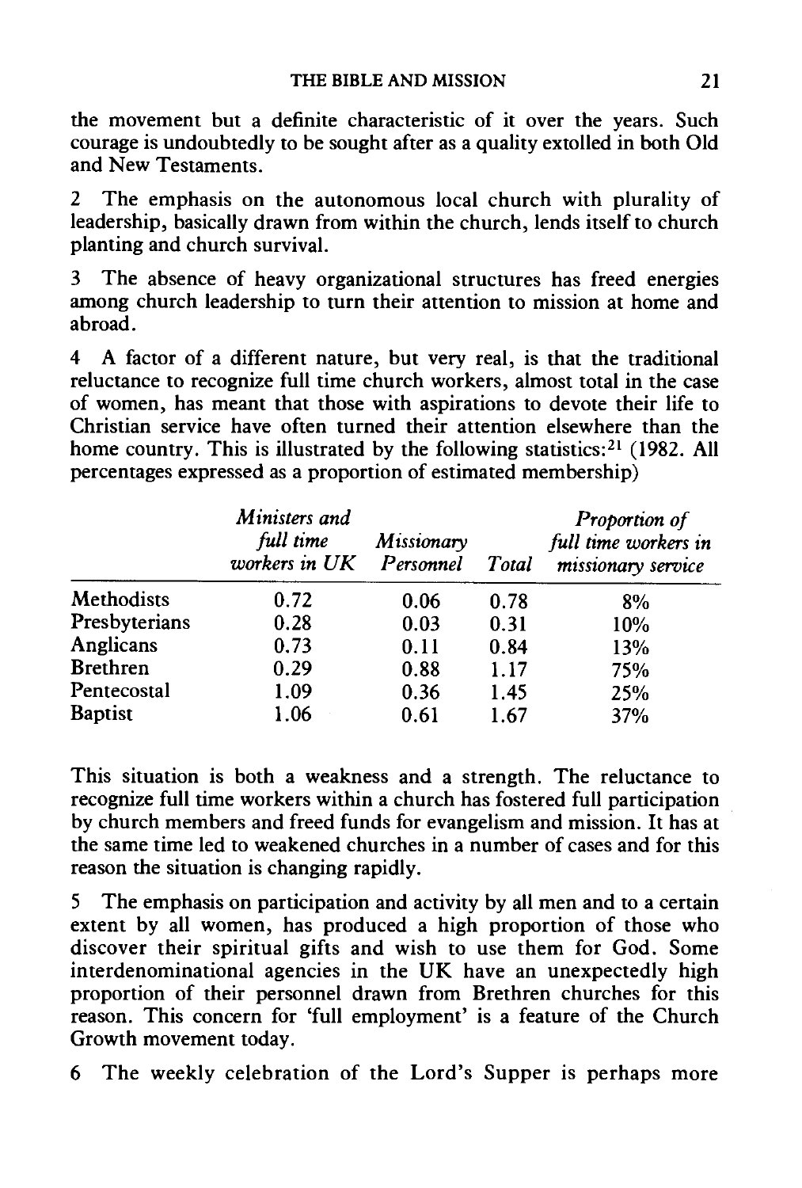the movement but a definite characteristic of it over the years. Such courage is undoubtedly to be sought after as a quality extolled in both Old and New Testaments.

2 The emphasis on the autonomous local church with plurality of leadership, basically drawn from within the church, lends itself to church planting and church survival.

3 The absence of heavy organizational structures has freed energies among church leadership to turn their attention to mission at home and abroad.

4 A factor of a different nature, but very real, is that the traditional reluctance to recognize full time church workers, almost total in the case of women, has meant that those with aspirations to devote their life to Christian service have often turned their attention elsewhere than the home country. This is illustrated by the following statistics:[21] (1982. All percentages expressed as a proportion of estimated membership)

| | *Ministers and full time workers in UK* | *Missionary Personnel* | *Total* | *Proportion of full time workers in missionary service* |
|---|---|---|---|---|
| Methodists | 0.72 | 0.06 | 0.78 | 8% |
| Presbyterians | 0.28 | 0.03 | 0.31 | 10% |
| Anglicans | 0.73 | 0.11 | 0.84 | 13% |
| Brethren | 0.29 | 0.88 | 1.17 | 75% |
| Pentecostal | 1.09 | 0.36 | 1.45 | 25% |
| Baptist | 1.06 | 0.61 | 1.67 | 37% |

This situation is both a weakness and a strength. The reluctance to recognize full time workers within a church has fostered full participation by church members and freed funds for evangelism and mission. It has at the same time led to weakened churches in a number of cases and for this reason the situation is changing rapidly.

5 The emphasis on participation and activity by all men and to a certain extent by all women, has produced a high proportion of those who discover their spiritual gifts and wish to use them for God. Some interdenominational agencies in the UK have an unexpectedly high proportion of their personnel drawn from Brethren churches for this reason. This concern for 'full employment' is a feature of the Church Growth movement today.

6 The weekly celebration of the Lord's Supper is perhaps more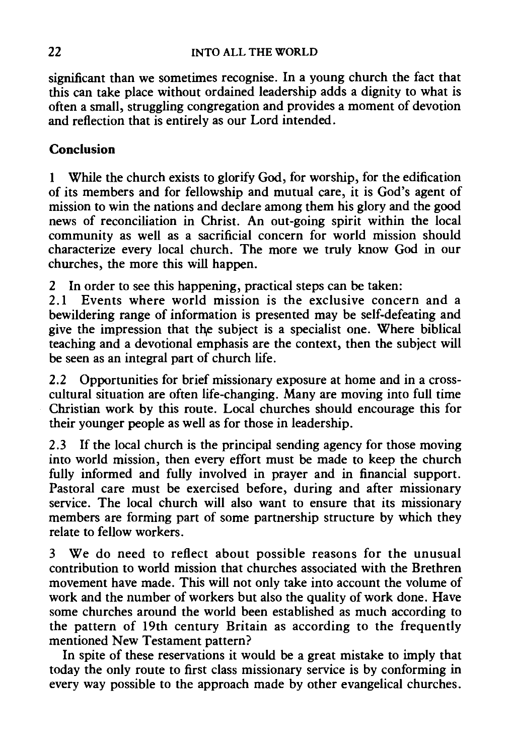significant than we sometimes recognise. In a young church the fact that this can take place without ordained leadership adds a dignity to what is often a small, struggling congregation and provides a moment of devotion and reflection that is entirely as our Lord intended.

## Conclusion

1 While the church exists to glorify God, for worship, for the edification of its members and for fellowship and mutual care, it is God's agent of mission to win the nations and declare among them his glory and the good news of reconciliation in Christ. An out-going spirit within the local community as well as a sacrificial concern for world mission should characterize every local church. The more we truly know God in our churches, the more this will happen.

2 In order to see this happening, practical steps can be taken:

2.1 Events where world mission is the exclusive concern and a bewildering range of information is presented may be self-defeating and give the impression that the subject is a specialist one. Where biblical teaching and a devotional emphasis are the context, then the subject will be seen as an integral part of church life.

2.2 Opportunities for brief missionary exposure at home and in a cross-cultural situation are often life-changing. Many are moving into full time Christian work by this route. Local churches should encourage this for their younger people as well as for those in leadership.

2.3 If the local church is the principal sending agency for those moving into world mission, then every effort must be made to keep the church fully informed and fully involved in prayer and in financial support. Pastoral care must be exercised before, during and after missionary service. The local church will also want to ensure that its missionary members are forming part of some partnership structure by which they relate to fellow workers.

3 We do need to reflect about possible reasons for the unusual contribution to world mission that churches associated with the Brethren movement have made. This will not only take into account the volume of work and the number of workers but also the quality of work done. Have some churches around the world been established as much according to the pattern of 19th century Britain as according to the frequently mentioned New Testament pattern?

In spite of these reservations it would be a great mistake to imply that today the only route to first class missionary service is by conforming in every way possible to the approach made by other evangelical churches.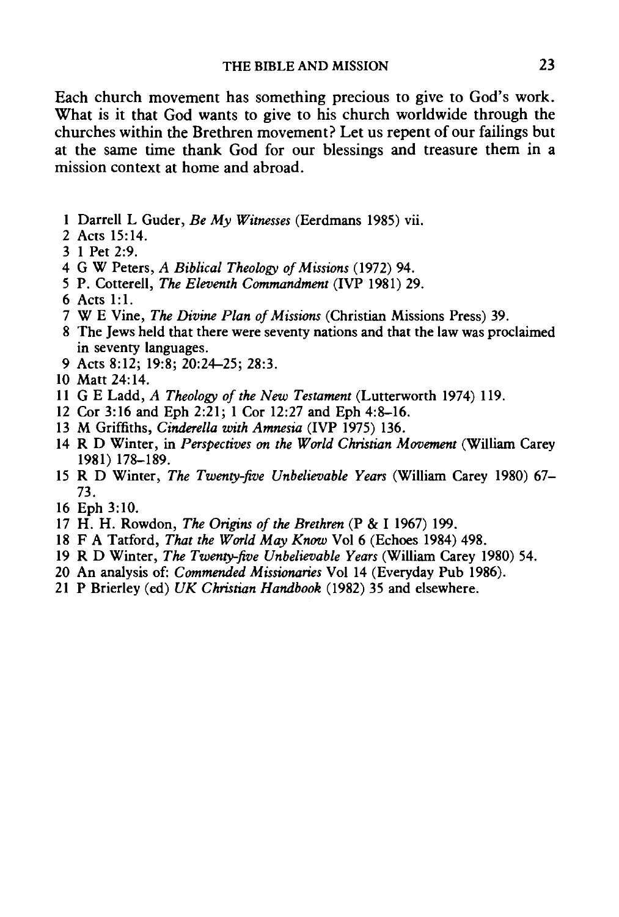Each church movement has something precious to give to God's work. What is it that God wants to give to his church worldwide through the churches within the Brethren movement? Let us repent of our failings but at the same time thank God for our blessings and treasure them in a mission context at home and abroad.

1 Darrell L Guder, *Be My Witnesses* (Eerdmans 1985) vii.
2 Acts 15:14.
3 1 Pet 2:9.
4 G W Peters, *A Biblical Theology of Missions* (1972) 94.
5 P. Cotterell, *The Eleventh Commandment* (IVP 1981) 29.
6 Acts 1:1.
7 W E Vine, *The Divine Plan of Missions* (Christian Missions Press) 39.
8 The Jews held that there were seventy nations and that the law was proclaimed in seventy languages.
9 Acts 8:12; 19:8; 20:24–25; 28:3.
10 Matt 24:14.
11 G E Ladd, *A Theology of the New Testament* (Lutterworth 1974) 119.
12 Cor 3:16 and Eph 2:21; 1 Cor 12:27 and Eph 4:8–16.
13 M Griffiths, *Cinderella with Amnesia* (IVP 1975) 136.
14 R D Winter, in *Perspectives on the World Christian Movement* (William Carey 1981) 178–189.
15 R D Winter, *The Twenty-five Unbelievable Years* (William Carey 1980) 67–73.
16 Eph 3:10.
17 H. H. Rowdon, *The Origins of the Brethren* (P & I 1967) 199.
18 F A Tatford, *That the World May Know* Vol 6 (Echoes 1984) 498.
19 R D Winter, *The Twenty-five Unbelievable Years* (William Carey 1980) 54.
20 An analysis of: *Commended Missionaries* Vol 14 (Everyday Pub 1986).
21 P Brierley (ed) *UK Christian Handbook* (1982) 35 and elsewhere.